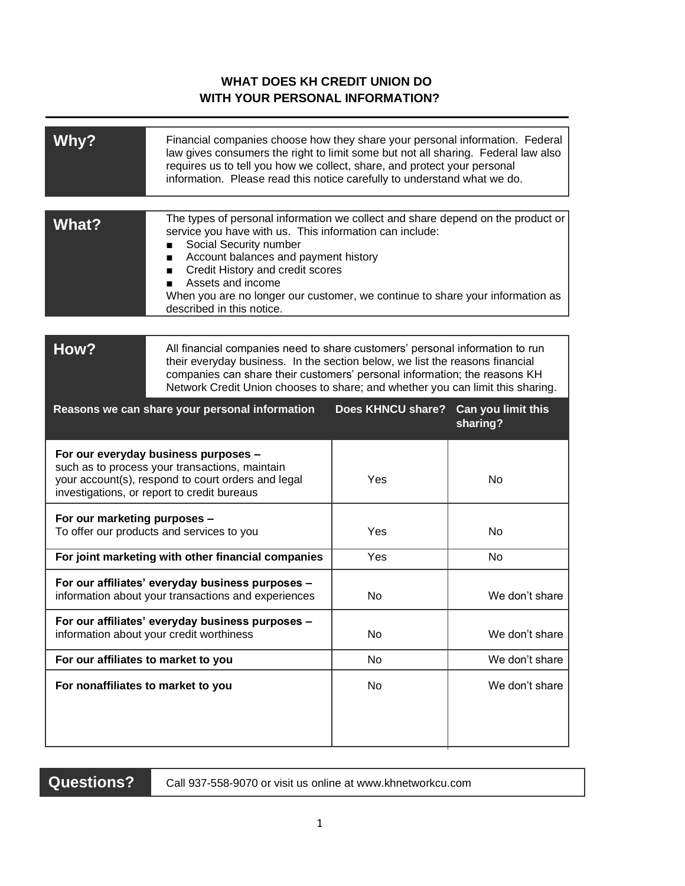# WHAT DOES KH CREDIT UNION DO WITH YOUR PERSONAL INFORMATION?

| | |
|---|---|
| **Why?** | Financial companies choose how they share your personal information. Federal law gives consumers the right to limit some but not all sharing. Federal law also requires us to tell you how we collect, share, and protect your personal information. Please read this notice carefully to understand what we do. |

| | |
|---|---|
| **What?** | The types of personal information we collect and share depend on the product or service you have with us. This information can include:<br>■ Social Security number<br>■ Account balances and payment history<br>■ Credit History and credit scores<br>■ Assets and income<br>When you are no longer our customer, we continue to share your information as described in this notice. |

| | |
|---|---|
| **How?** | All financial companies need to share customers' personal information to run their everyday business. In the section below, we list the reasons financial companies can share their customers' personal information; the reasons KH Network Credit Union chooses to share; and whether you can limit this sharing. |

| Reasons we can share your personal information | Does KHNCU share? | Can you limit this sharing? |
|---|---|---|
| **For our everyday business purposes –** such as to process your transactions, maintain your account(s), respond to court orders and legal investigations, or report to credit bureaus | Yes | No |
| **For our marketing purposes –** To offer our products and services to you | Yes | No |
| **For joint marketing with other financial companies** | Yes | No |
| **For our affiliates' everyday business purposes –** information about your transactions and experiences | No | We don't share |
| **For our affiliates' everyday business purposes –** information about your credit worthiness | No | We don't share |
| **For our affiliates to market to you** | No | We don't share |
| **For nonaffiliates to market to you** | No | We don't share |

| | |
|---|---|
| **Questions?** | Call 937-558-9070 or visit us online at www.khnetworkcu.com |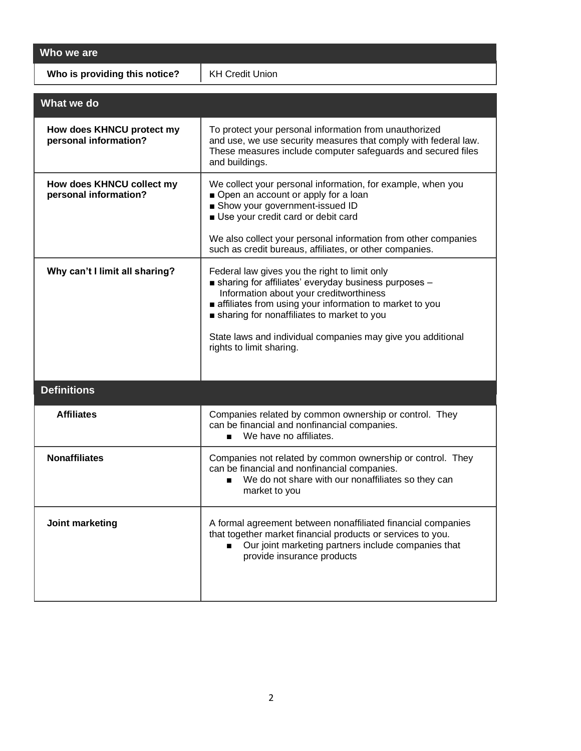| Who we are | |
|---|---|
| **Who is providing this notice?** | KH Credit Union |

| What we do | |
|---|---|
| **How does KHNCU protect my personal information?** | To protect your personal information from unauthorized and use, we use security measures that comply with federal law. These measures include computer safeguards and secured files and buildings. |
| **How does KHNCU collect my personal information?** | We collect your personal information, for example, when you<br>■ Open an account or apply for a loan<br>■ Show your government-issued ID<br>■ Use your credit card or debit card<br><br>We also collect your personal information from other companies such as credit bureaus, affiliates, or other companies. |
| **Why can't I limit all sharing?** | Federal law gives you the right to limit only<br>■ sharing for affiliates' everyday business purposes – Information about your creditworthiness<br>■ affiliates from using your information to market to you<br>■ sharing for nonaffiliates to market to you<br><br>State laws and individual companies may give you additional rights to limit sharing. |

| Definitions | |
|---|---|
| **Affiliates** | Companies related by common ownership or control. They can be financial and nonfinancial companies.<br>■ We have no affiliates. |
| **Nonaffiliates** | Companies not related by common ownership or control. They can be financial and nonfinancial companies.<br>■ We do not share with our nonaffiliates so they can market to you |
| **Joint marketing** | A formal agreement between nonaffiliated financial companies that together market financial products or services to you.<br>■ Our joint marketing partners include companies that provide insurance products |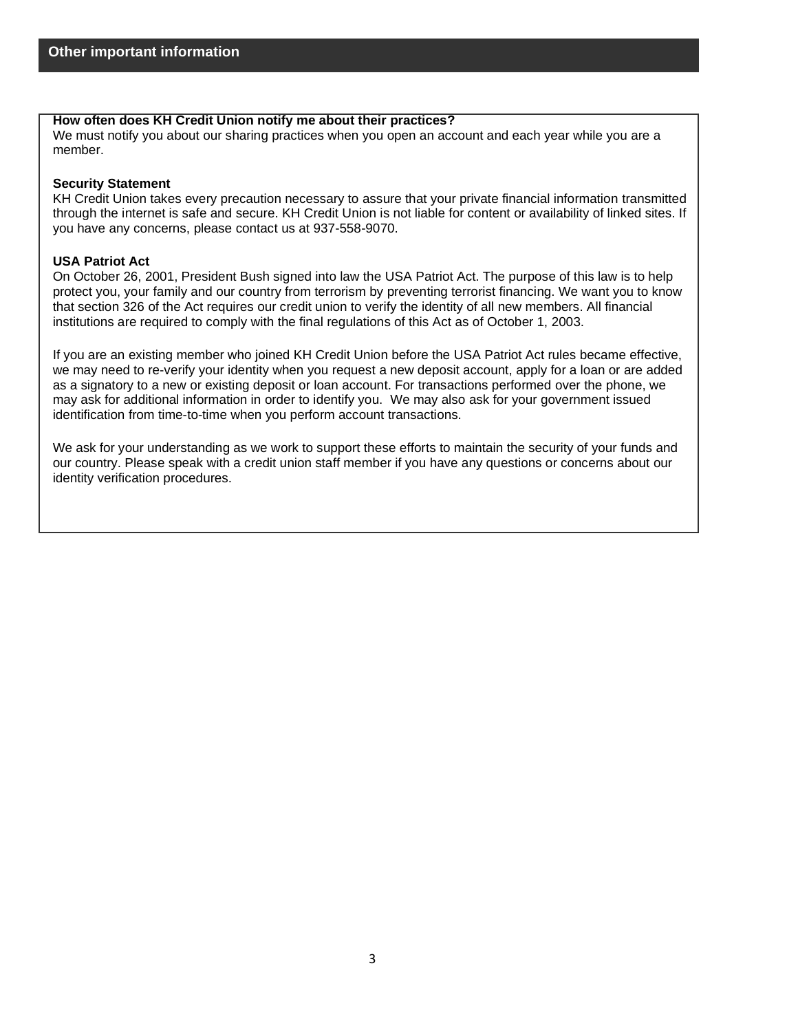## Other important information

**How often does KH Credit Union notify me about their practices?**
We must notify you about our sharing practices when you open an account and each year while you are a member.

**Security Statement**
KH Credit Union takes every precaution necessary to assure that your private financial information transmitted through the internet is safe and secure. KH Credit Union is not liable for content or availability of linked sites. If you have any concerns, please contact us at 937-558-9070.

**USA Patriot Act**
On October 26, 2001, President Bush signed into law the USA Patriot Act. The purpose of this law is to help protect you, your family and our country from terrorism by preventing terrorist financing. We want you to know that section 326 of the Act requires our credit union to verify the identity of all new members. All financial institutions are required to comply with the final regulations of this Act as of October 1, 2003.

If you are an existing member who joined KH Credit Union before the USA Patriot Act rules became effective, we may need to re-verify your identity when you request a new deposit account, apply for a loan or are added as a signatory to a new or existing deposit or loan account. For transactions performed over the phone, we may ask for additional information in order to identify you. We may also ask for your government issued identification from time-to-time when you perform account transactions.

We ask for your understanding as we work to support these efforts to maintain the security of your funds and our country. Please speak with a credit union staff member if you have any questions or concerns about our identity verification procedures.